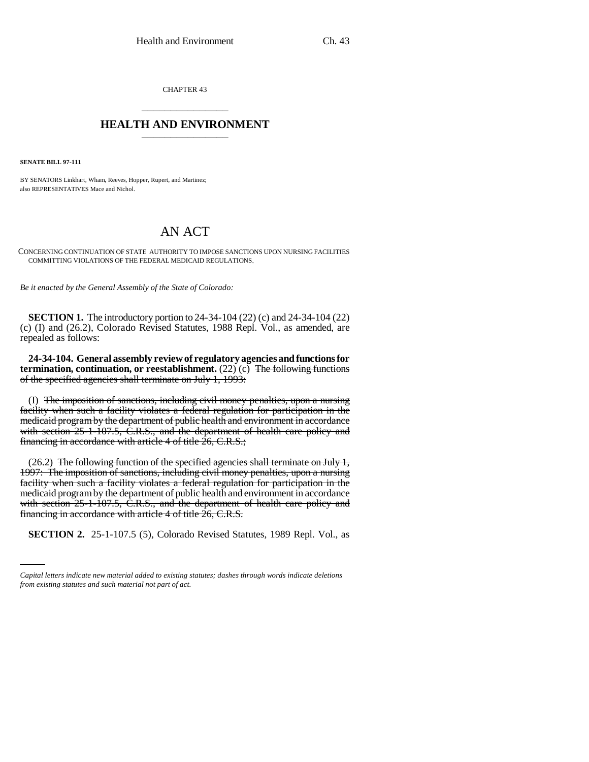CHAPTER 43

---

## HEALTH AND ENVIRONMENT

---

**SENATE BILL 97-111**

BY SENATORS Linkhart, Wham, Reeves, Hopper, Rupert, and Martinez;
also REPRESENTATIVES Mace and Nichol.

# AN ACT

CONCERNING CONTINUATION OF STATE AUTHORITY TO IMPOSE SANCTIONS UPON NURSING FACILITIES COMMITTING VIOLATIONS OF THE FEDERAL MEDICAID REGULATIONS.

*Be it enacted by the General Assembly of the State of Colorado:*

**SECTION 1.** The introductory portion to 24-34-104 (22) (c) and 24-34-104 (22) (c) (I) and (26.2), Colorado Revised Statutes, 1988 Repl. Vol., as amended, are repealed as follows:

**24-34-104. General assembly review of regulatory agencies and functions for termination, continuation, or reestablishment.** (22) (c) ~~The following functions of the specified agencies shall terminate on July 1, 1993:~~

(I) ~~The imposition of sanctions, including civil money penalties, upon a nursing facility when such a facility violates a federal regulation for participation in the medicaid program by the department of public health and environment in accordance with section 25-1-107.5, C.R.S., and the department of health care policy and financing in accordance with article 4 of title 26, C.R.S.;~~

(26.2) ~~The following function of the specified agencies shall terminate on July 1, 1997: The imposition of sanctions, including civil money penalties, upon a nursing facility when such a facility violates a federal regulation for participation in the medicaid program by the department of public health and environment in accordance with section 25-1-107.5, C.R.S., and the department of health care policy and financing in accordance with article 4 of title 26, C.R.S.~~

**SECTION 2.** 25-1-107.5 (5), Colorado Revised Statutes, 1989 Repl. Vol., as

*Capital letters indicate new material added to existing statutes; dashes through words indicate deletions from existing statutes and such material not part of act.*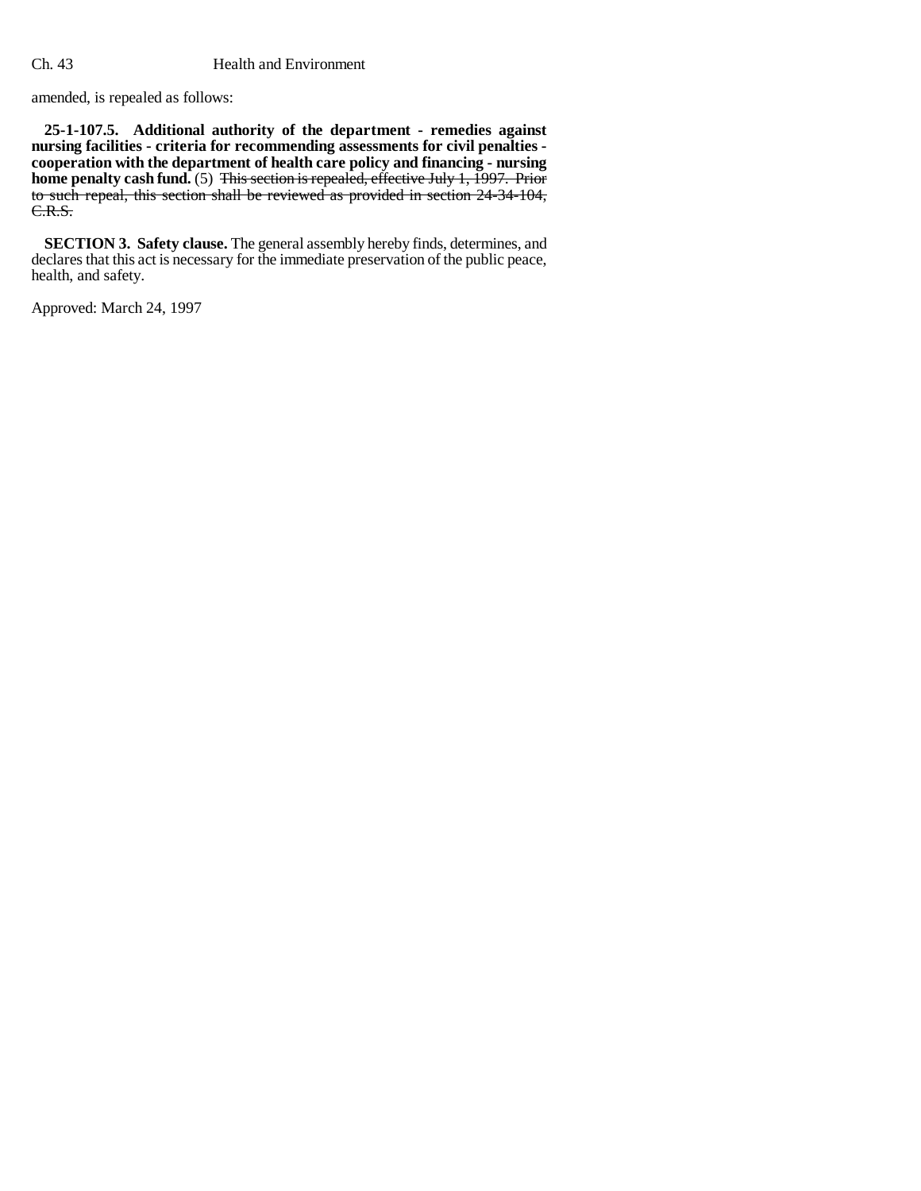amended, is repealed as follows:

**25-1-107.5. Additional authority of the department - remedies against nursing facilities - criteria for recommending assessments for civil penalties - cooperation with the department of health care policy and financing - nursing home penalty cash fund.** (5) ~~This section is repealed, effective July 1, 1997. Prior to such repeal, this section shall be reviewed as provided in section 24-34-104, C.R.S.~~

**SECTION 3. Safety clause.** The general assembly hereby finds, determines, and declares that this act is necessary for the immediate preservation of the public peace, health, and safety.

Approved: March 24, 1997